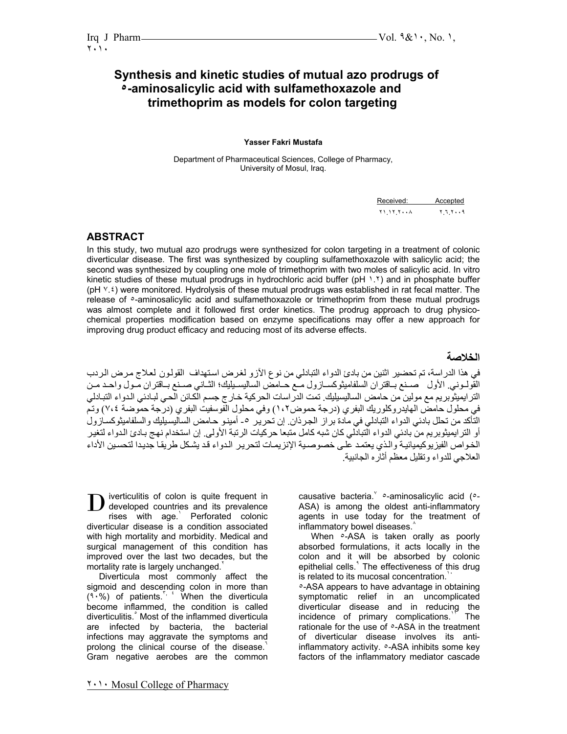# Synthesis and kinetic studies of mutual azo prodrugs of ٥-aminosalicylic acid with sulfamethoxazole and trimethoprim as models for colon targeting

**Yasser Fakri Mustafa**

Department of Pharmaceutical Sciences, College of Pharmacy, University of Mosul, Iraq.

| Received: | Accepted |
|---|---|
| ٢١.١٢.٢٠٠٨ | ٢.٦.٢٠٠٩ |

## ABSTRACT

In this study, two mutual azo prodrugs were synthesized for colon targeting in a treatment of colonic diverticular disease. The first was synthesized by coupling sulfamethoxazole with salicylic acid; the second was synthesized by coupling one mole of trimethoprim with two moles of salicylic acid. In vitro kinetic studies of these mutual prodrugs in hydrochloric acid buffer (pH ١.٢) and in phosphate buffer (pH ٧.٤) were monitored. Hydrolysis of these mutual prodrugs was established in rat fecal matter. The release of ٥-aminosalicylic acid and sulfamethoxazole or trimethoprim from these mutual prodrugs was almost complete and it followed first order kinetics. The prodrug approach to drug physico-chemical properties modification based on enzyme specifications may offer a new approach for improving drug product efficacy and reducing most of its adverse effects.

## الخلاصة

في هذا الدراسة، تم تحضير اثنين من بادئ الدواء التبادلي من نوع الآزو لغرض استهداف القولون لعلاج مرض الردب القولوني. الأول صنع باقتران السلفاميثوكسازول مع حامض الساليسيليك؛ الثاني صنع باقتران مول واحد من الترايميثوبريم مع مولين من حامض الساليسيليك. تمت الدراسات الحركية خارج جسم الكائن الحي لبادئي الدواء التبادلي في محلول حامض الهايدروكلوريك البفري (درجة حموض١،٢) وفي محلول الفوسفيت البفري (درجة حموضة ٧،٤) وتم التأكد من تحلل بادئي الدواء التبادلي في مادة براز الجرذان. إن تحرير ٥- أمينو حامض الساليسيليك والسلفاميثوكسازول أو الترايميثوبريم من بادئي الدواء التبادلي كان شبه كامل متبعا حركيات الرتبة الأولى. إن استخدام نهج بادئ الدواء لتغير الخواص الفيزيوكيميائية والذي يعتمد على خصوصية الإنزيمات لتحرير الدواء قد يشكل طريقا جديدا لتحسين الأداء العلاجي للدواء وتقليل معظم أثاره الجانبية.

Diverticulitis of colon is quite frequent in developed countries and its prevalence rises with age.[١] Perforated colonic diverticular disease is a condition associated with high mortality and morbidity. Medical and surgical management of this condition has improved over the last two decades, but the mortality rate is largely unchanged.[٢]

Diverticula most commonly affect the sigmoid and descending colon in more than (٩٠%) of patients.[٣,٤] When the diverticula become inflammed, the condition is called diverticulitis.[٥] Most of the inflammed diverticula are infected by bacteria, the bacterial infections may aggravate the symptoms and prolong the clinical course of the disease.[٦] Gram negative aerobes are the common causative bacteria.[٧] ٥-aminosalicylic acid (٥-ASA) is among the oldest anti-inflammatory agents in use today for the treatment of inflammatory bowel diseases.[٨]

When ٥-ASA is taken orally as poorly absorbed formulations, it acts locally in the colon and it will be absorbed by colonic epithelial cells.[٩] The effectiveness of this drug is related to its mucosal concentration.[١٠] ٥-ASA appears to have advantage in obtaining symptomatic relief in an uncomplicated diverticular disease and in reducing the incidence of primary complications.[١١] The rationale for the use of ٥-ASA in the treatment of diverticular disease involves its anti-inflammatory activity. ٥-ASA inhibits some key factors of the inflammatory mediator cascade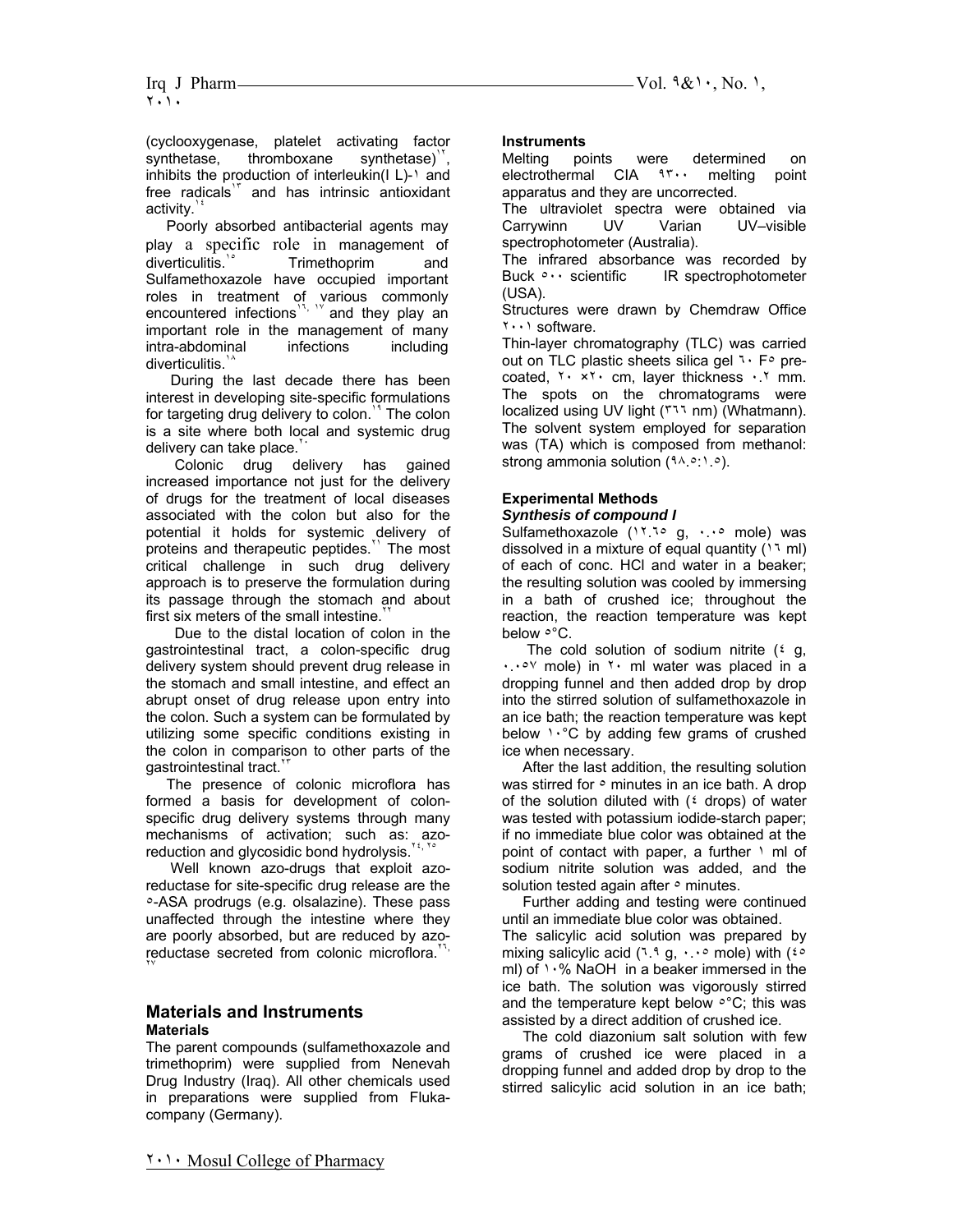(cyclooxygenase, platelet activating factor synthetase, thromboxane synthetase)[12], inhibits the production of interleukin(I L)-1 and free radicals[13] and has intrinsic antioxidant activity.[14]

Poorly absorbed antibacterial agents may play a specific role in management of diverticulitis.[15] Trimethoprim and Sulfamethoxazole have occupied important roles in treatment of various commonly encountered infections[16, 17] and they play an important role in the management of many intra-abdominal infections including diverticulitis.[18]

During the last decade there has been interest in developing site-specific formulations for targeting drug delivery to colon.[19] The colon is a site where both local and systemic drug delivery can take place.[20]

Colonic drug delivery has gained increased importance not just for the delivery of drugs for the treatment of local diseases associated with the colon but also for the potential it holds for systemic delivery of proteins and therapeutic peptides.[21] The most critical challenge in such drug delivery approach is to preserve the formulation during its passage through the stomach and about first six meters of the small intestine.[22]

Due to the distal location of colon in the gastrointestinal tract, a colon-specific drug delivery system should prevent drug release in the stomach and small intestine, and effect an abrupt onset of drug release upon entry into the colon. Such a system can be formulated by utilizing some specific conditions existing in the colon in comparison to other parts of the gastrointestinal tract.[23]

The presence of colonic microflora has formed a basis for development of colon-specific drug delivery systems through many mechanisms of activation; such as: azo-reduction and glycosidic bond hydrolysis.[24, 25]

Well known azo-drugs that exploit azo-reductase for site-specific drug release are the 5-ASA prodrugs (e.g. olsalazine). These pass unaffected through the intestine where they are poorly absorbed, but are reduced by azo-reductase secreted from colonic microflora.[26, 27]

## Materials and Instruments

### Materials

The parent compounds (sulfamethoxazole and trimethoprim) were supplied from Nenevah Drug Industry (Iraq). All other chemicals used in preparations were supplied from Fluka-company (Germany).

### Instruments

Melting points were determined on electrothermal CIA 9300 melting point apparatus and they are uncorrected.

The ultraviolet spectra were obtained via Carrywinn UV Varian UV–visible spectrophotometer (Australia).

The infrared absorbance was recorded by Buck 500 scientific IR spectrophotometer (USA).

Structures were drawn by Chemdraw Office 2001 software.

Thin-layer chromatography (TLC) was carried out on TLC plastic sheets silica gel 60 F5 pre-coated, 20 ×20 cm, layer thickness 0.2 mm. The spots on the chromatograms were localized using UV light (366 nm) (Whatmann). The solvent system employed for separation was (TA) which is composed from methanol: strong ammonia solution (98.5:1.5).

## Experimental Methods

### *Synthesis of compound I*

Sulfamethoxazole (12.65 g, 0.05 mole) was dissolved in a mixture of equal quantity (16 ml) of each of conc. HCl and water in a beaker; the resulting solution was cooled by immersing in a bath of crushed ice; throughout the reaction, the reaction temperature was kept below 5°C.

The cold solution of sodium nitrite (4 g, 0.057 mole) in 20 ml water was placed in a dropping funnel and then added drop by drop into the stirred solution of sulfamethoxazole in an ice bath; the reaction temperature was kept below 10°C by adding few grams of crushed ice when necessary.

After the last addition, the resulting solution was stirred for 5 minutes in an ice bath. A drop of the solution diluted with (4 drops) of water was tested with potassium iodide-starch paper; if no immediate blue color was obtained at the point of contact with paper, a further 1 ml of sodium nitrite solution was added, and the solution tested again after 5 minutes.

Further adding and testing were continued until an immediate blue color was obtained.

The salicylic acid solution was prepared by mixing salicylic acid (6.9 g, 0.05 mole) with (45 ml) of 10% NaOH in a beaker immersed in the ice bath. The solution was vigorously stirred and the temperature kept below 5°C; this was assisted by a direct addition of crushed ice.

The cold diazonium salt solution with few grams of crushed ice were placed in a dropping funnel and added drop by drop to the stirred salicylic acid solution in an ice bath;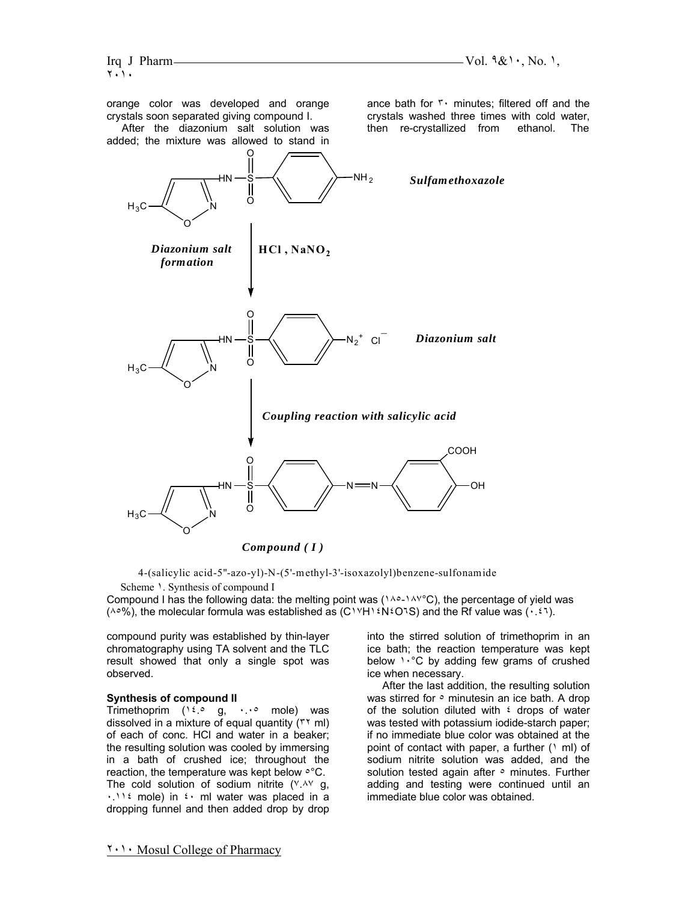orange color was developed and orange crystals soon separated giving compound I.

After the diazonium salt solution was added; the mixture was allowed to stand in ance bath for ٣٠ minutes; filtered off and the crystals washed three times with cold water, then re-crystallized from ethanol. The

Sulfamethoxazole

Diazonium salt formation

HCl , $NaNO_2$

Diazonium salt

Coupling reaction with salicylic acid

Compound ( I )

4-(salicylic acid-5''-azo-yl)-N-(5'-methyl-3'-isoxazolyl)benzene-sulfonamide

Scheme ١. Synthesis of compound I

Compound I has the following data: the melting point was (١٨٥-١٨٧°C), the percentage of yield was (٨٥%), the molecular formula was established as (C١٧H١٤N٤O٦S) and the Rf value was (٠.٤٦).

compound purity was established by thin-layer chromatography using TA solvent and the TLC result showed that only a single spot was observed.

### Synthesis of compound II

Trimethoprim (١٤.٥ g, ٠.٠٥ mole) was dissolved in a mixture of equal quantity (٣٢ ml) of each of conc. HCl and water in a beaker; the resulting solution was cooled by immersing in a bath of crushed ice; throughout the reaction, the temperature was kept below ٥°C. The cold solution of sodium nitrite (٧.٨٧ g, ٠.١١٤ mole) in ٤٠ ml water was placed in a dropping funnel and then added drop by drop into the stirred solution of trimethoprim in an ice bath; the reaction temperature was kept below ١٠°C by adding few grams of crushed ice when necessary.

After the last addition, the resulting solution was stirred for ٥ minutesin an ice bath. A drop of the solution diluted with ٤ drops of water was tested with potassium iodide-starch paper; if no immediate blue color was obtained at the point of contact with paper, a further (١ ml) of sodium nitrite solution was added, and the solution tested again after ٥ minutes. Further adding and testing were continued until an immediate blue color was obtained.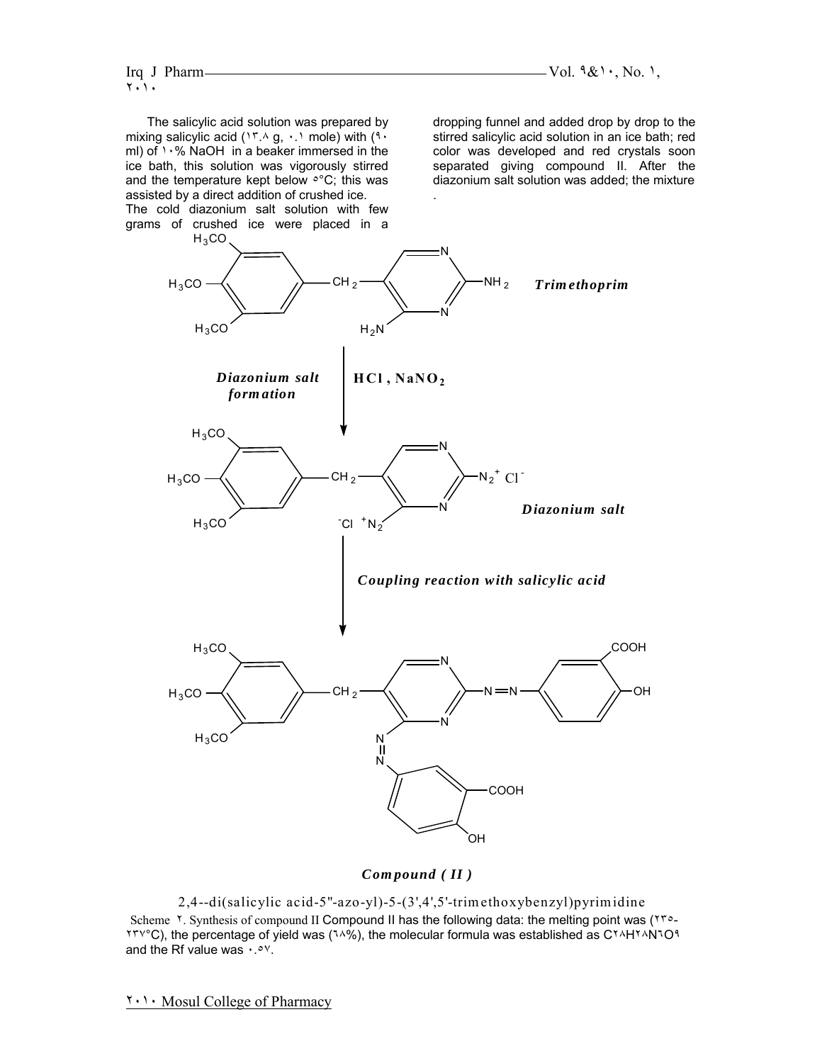The salicylic acid solution was prepared by mixing salicylic acid (١٣.٨ g, ٠.١ mole) with (٩٠ ml) of ١٠% NaOH in a beaker immersed in the ice bath, this solution was vigorously stirred and the temperature kept below ٥°C; this was assisted by a direct addition of crushed ice. The cold diazonium salt solution with few grams of crushed ice were placed in a dropping funnel and added drop by drop to the stirred salicylic acid solution in an ice bath; red color was developed and red crystals soon separated giving compound II. After the diazonium salt solution was added; the mixture

.

Trimethoprim

Diazonium salt formation

HCl , $NaNO_2$

Diazonium salt

Coupling reaction with salicylic acid

***Compound ( II )***

2,4--di(salicylic acid-5"-azo-yl)-5-(3',4',5'-trimethoxybenzyl)pyrimidine

Scheme ٢. Synthesis of compound II Compound II has the following data: the melting point was (٢٣٥-٢٣٧°C), the percentage of yield was (٦٨%), the molecular formula was established as C٢٨H٢٨N٦O٩ and the Rf value was ٠.٥٧.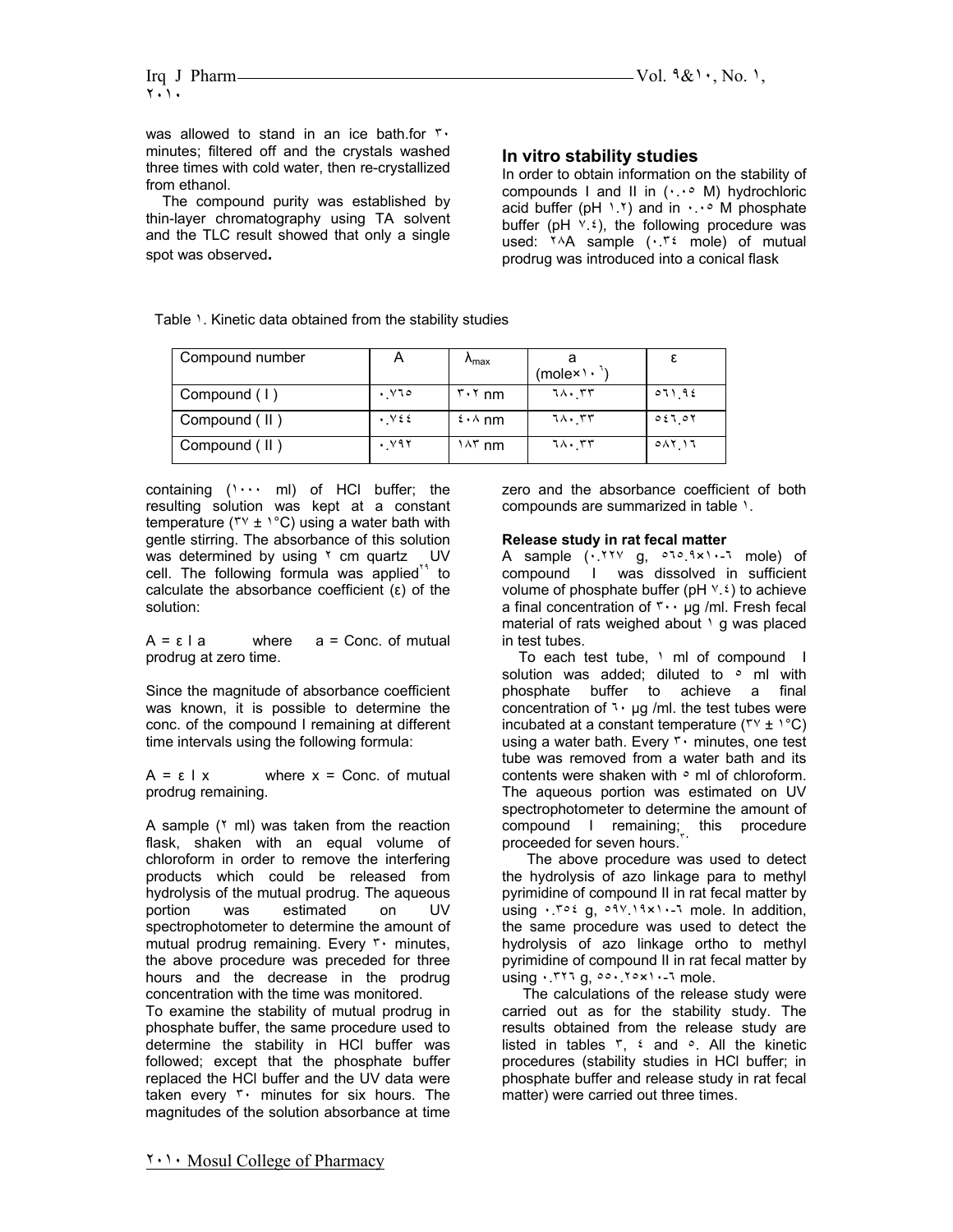was allowed to stand in an ice bath.for ٣٠ minutes; filtered off and the crystals washed three times with cold water, then re-crystallized from ethanol.

The compound purity was established by thin-layer chromatography using TA solvent and the TLC result showed that only a single spot was observed.

## In vitro stability studies

In order to obtain information on the stability of compounds I and II in (٠.٠٥ M) hydrochloric acid buffer (pH ١.٢) and in ٠.٠٥ M phosphate buffer (pH ٧.٤), the following procedure was used: ٢٨A sample (٠.٣٤ mole) of mutual prodrug was introduced into a conical flask containing (١٠٠٠ ml) of HCl buffer; the resulting solution was kept at a constant temperature (٣٧ ± ١°C) using a water bath with gentle stirring. The absorbance of this solution was determined by using ٢ cm quartz UV cell. The following formula was applied[٢٩] to calculate the absorbance coefficient (ε) of the solution:

Table ١. Kinetic data obtained from the stability studies

| Compound number | A | $\lambda_{max}$ | a (mole×١٠⁻٦) | ε |
|---|---|---|---|---|
| Compound ( I ) | ٠.٧٦٥ | ٣٠٢ nm | ٦٨٠.٣٣ | ٥٦١.٩٤ |
| Compound ( II ) | ٠.٧٤٤ | ٤٠٨ nm | ٦٨٠.٣٣ | ٥٤٦.٥٢ |
| Compound ( II ) | ٠.٧٩٢ | ١٨٣ nm | ٦٨٠.٣٣ | ٥٨٢.١٦ |

$A = \varepsilon \, l \, a$ where a = Conc. of mutual prodrug at zero time.

Since the magnitude of absorbance coefficient was known, it is possible to determine the conc. of the compound I remaining at different time intervals using the following formula:

$A = \varepsilon \, l \, x$ where x = Conc. of mutual prodrug remaining.

A sample (٢ ml) was taken from the reaction flask, shaken with an equal volume of chloroform in order to remove the interfering products which could be released from hydrolysis of the mutual prodrug. The aqueous portion was estimated on UV spectrophotometer to determine the amount of mutual prodrug remaining. Every ٣٠ minutes, the above procedure was preceded for three hours and the decrease in the prodrug concentration with the time was monitored.

To examine the stability of mutual prodrug in phosphate buffer, the same procedure used to determine the stability in HCl buffer was followed; except that the phosphate buffer replaced the HCl buffer and the UV data were taken every ٣٠ minutes for six hours. The magnitudes of the solution absorbance at time zero and the absorbance coefficient of both compounds are summarized in table ١.

**Release study in rat fecal matter**

A sample (٠.٢٢٧ g, ٥٦٥.٩×١٠-٦ mole) of compound I was dissolved in sufficient volume of phosphate buffer (pH ٧.٤) to achieve a final concentration of ٣٠٠ μg /ml. Fresh fecal material of rats weighed about ١ g was placed in test tubes.

To each test tube, ١ ml of compound I solution was added; diluted to ٥ ml with phosphate buffer to achieve a final concentration of ٦٠ μg /ml. the test tubes were incubated at a constant temperature (٣٧ ± ١°C) using a water bath. Every ٣٠ minutes, one test tube was removed from a water bath and its contents were shaken with ٥ ml of chloroform. The aqueous portion was estimated on UV spectrophotometer to determine the amount of compound I remaining; this procedure proceeded for seven hours.[٣٠]

The above procedure was used to detect the hydrolysis of azo linkage para to methyl pyrimidine of compound II in rat fecal matter by using ٠.٣٥٤ g, ٥٩٧.١٩×١٠-٦ mole. In addition, the same procedure was used to detect the hydrolysis of azo linkage ortho to methyl pyrimidine of compound II in rat fecal matter by using ٠.٣٢٦ g, ٥٥٠.٢٥×١٠-٦ mole.

The calculations of the release study were carried out as for the stability study. The results obtained from the release study are listed in tables ٣, ٤ and ٥. All the kinetic procedures (stability studies in HCl buffer; in phosphate buffer and release study in rat fecal matter) were carried out three times.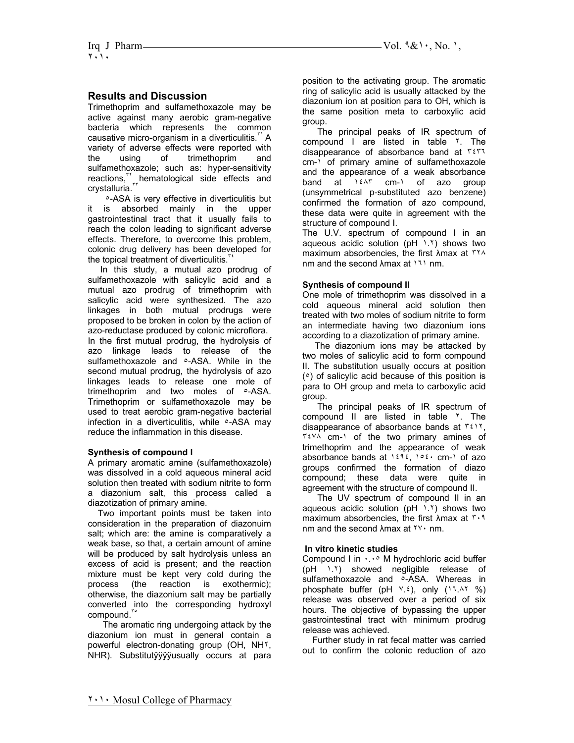## Results and Discussion

Trimethoprim and sulfamethoxazole may be active against many aerobic gram-negative bacteria which represents the common causative micro-organism in a diverticulitis.[٣١] A variety of adverse effects were reported with the using of trimethoprim and sulfamethoxazole; such as: hyper-sensitivity reactions,[٣٢] hematological side effects and crystalluria.[٣٣]

٥-ASA is very effective in diverticulitis but it is absorbed mainly in the upper gastrointestinal tract that it usually fails to reach the colon leading to significant adverse effects. Therefore, to overcome this problem, colonic drug delivery has been developed for the topical treatment of diverticulitis.[٣٤]

In this study, a mutual azo prodrug of sulfamethoxazole with salicylic acid and a mutual azo prodrug of trimethoprim with salicylic acid were synthesized. The azo linkages in both mutual prodrugs were proposed to be broken in colon by the action of azo-reductase produced by colonic microflora. In the first mutual prodrug, the hydrolysis of azo linkage leads to release of the sulfamethoxazole and ٥-ASA. While in the second mutual prodrug, the hydrolysis of azo linkages leads to release one mole of trimethoprim and two moles of ٥-ASA. Trimethoprim or sulfamethoxazole may be used to treat aerobic gram-negative bacterial infection in a diverticulitis, while ٥-ASA may reduce the inflammation in this disease.

### Synthesis of compound I

A primary aromatic amine (sulfamethoxazole) was dissolved in a cold aqueous mineral acid solution then treated with sodium nitrite to form a diazonium salt, this process called a diazotization of primary amine.

Two important points must be taken into consideration in the preparation of diazonuim salt; which are: the amine is comparatively a weak base, so that, a certain amount of amine will be produced by salt hydrolysis unless an excess of acid is present; and the reaction mixture must be kept very cold during the process (the reaction is exothermic); otherwise, the diazonium salt may be partially converted into the corresponding hydroxyl compound.[٣٥]

The aromatic ring undergoing attack by the diazonium ion must in general contain a powerful electron-donating group (OH, NH٢, NHR). Substitutÿÿÿÿusually occurs at para position to the activating group. The aromatic ring of salicylic acid is usually attacked by the diazonium ion at position para to OH, which is the same position meta to carboxylic acid group.

The principal peaks of IR spectrum of compound I are listed in table ٢. The disappearance of absorbance band at ٣٤٣٦ cm-١ of primary amine of sulfamethoxazole and the appearance of a weak absorbance band at ١٤٨٣ cm-١ of azo group (unsymmetrical p-substituted azo benzene) confirmed the formation of azo compound, these data were quite in agreement with the structure of compound I.

The U.V. spectrum of compound I in an aqueous acidic solution (pH ١.٢) shows two maximum absorbencies, the first λmax at ٣٢٨ nm and the second λmax at ١٦١ nm.

### Synthesis of compound II

One mole of trimethoprim was dissolved in a cold aqueous mineral acid solution then treated with two moles of sodium nitrite to form an intermediate having two diazonium ions according to a diazotization of primary amine.

The diazonium ions may be attacked by two moles of salicylic acid to form compound II. The substitution usually occurs at position (٥) of salicylic acid because of this position is para to OH group and meta to carboxylic acid group.

The principal peaks of IR spectrum of compound II are listed in table ٢. The disappearance of absorbance bands at ٣٤١٢, ٣٤٧٨ cm-١ of the two primary amines of trimethoprim and the appearance of weak absorbance bands at ١٤٩٤, ١٥٤٠ cm-١ of azo groups confirmed the formation of diazo compound; these data were quite in agreement with the structure of compound II.

The UV spectrum of compound II in an aqueous acidic solution (pH ١.٢) shows two maximum absorbencies, the first λmax at ٣٠٩ nm and the second λmax at ٢٧٠ nm.

### In vitro kinetic studies

Compound I in ٠.٠٥ M hydrochloric acid buffer (pH ١.٢) showed negligible release of sulfamethoxazole and ٥-ASA. Whereas in phosphate buffer (pH ٧.٤), only (١٦.٨٢ %) release was observed over a period of six hours. The objective of bypassing the upper gastrointestinal tract with minimum prodrug release was achieved.

Further study in rat fecal matter was carried out to confirm the colonic reduction of azo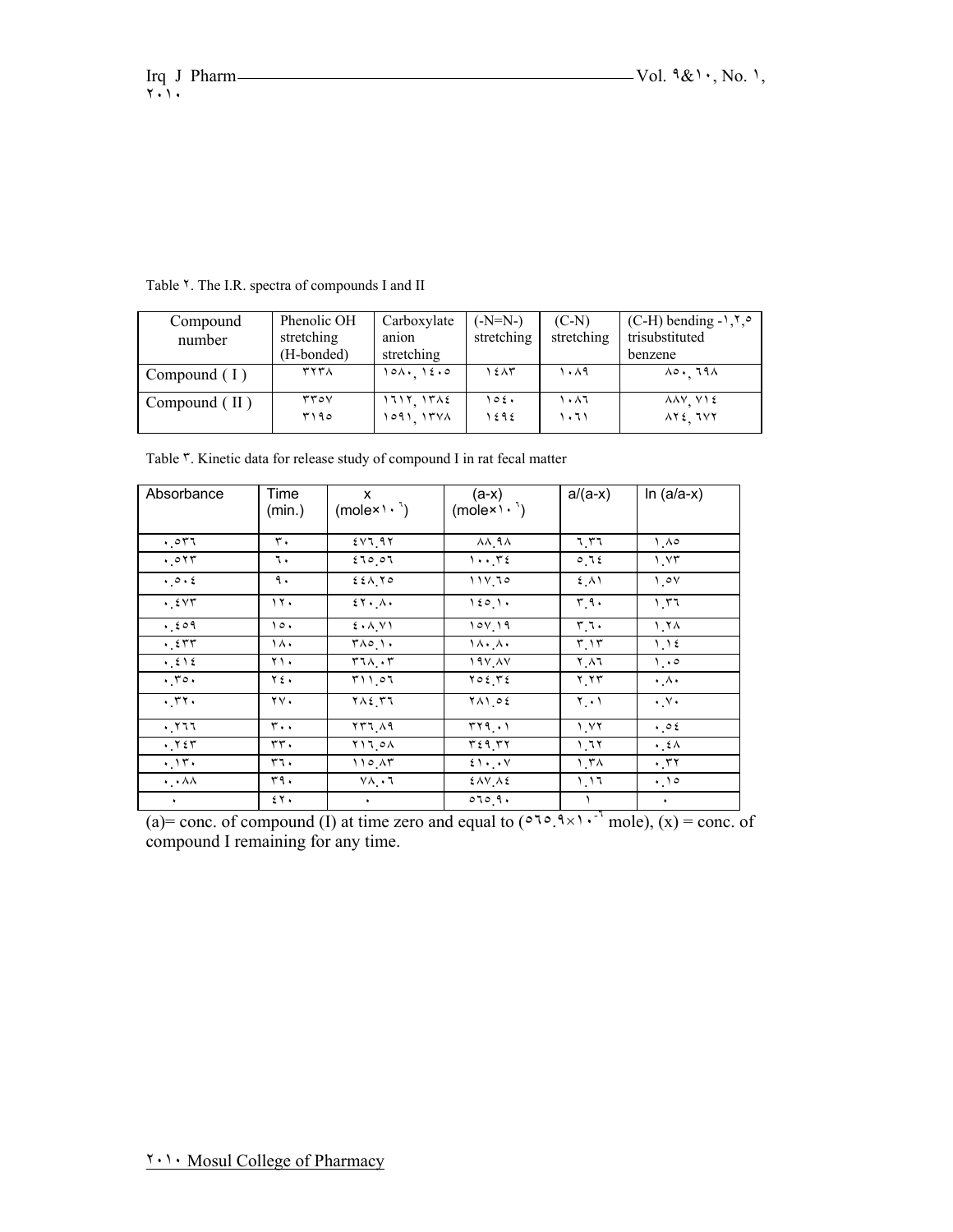Table ٢. The I.R. spectra of compounds I and II

| Compound number | Phenolic OH stretching (H-bonded) | Carboxylate anion stretching | (-N=N-) stretching | (C-N) stretching | (C-H) bending -١,٢,٥ trisubstituted benzene |
|---|---|---|---|---|---|
| Compound ( I ) | ٣٢٣٨ | ١٥٨٠, ١٤٠٥ | ١٤٨٣ | ١٠٨٩ | ٨٥٠, ٦٩٨ |
| Compound ( II ) | ٣٣٥٧ ٣١٩٥ | ١٦١٢, ١٣٨٤ ١٥٩١, ١٣٧٨ | ١٥٤٠ ١٤٩٤ | ١٠٨٦ ١٠٦١ | ٨٨٧, ٧١٤ ٨٢٤, ٦٧٢ |

Table ٣. Kinetic data for release study of compound I in rat fecal matter

| Absorbance | Time (min.) | x (mole×١٠⁻٦) | (a-x) (mole×١٠⁻٦) | a/(a-x) | ln (a/a-x) |
|---|---|---|---|---|---|
| ٠.٥٣٦ | ٣٠ | ٤٧٦.٩٢ | ٨٨.٩٨ | ٦.٣٦ | ١.٨٥ |
| ٠.٥٢٣ | ٦٠ | ٤٦٥.٥٦ | ١٠٠.٣٤ | ٥.٦٤ | ١.٧٣ |
| ٠.٥٠٤ | ٩٠ | ٤٤٨.٢٥ | ١١٧.٦٥ | ٤.٨١ | ١.٥٧ |
| ٠.٤٧٣ | ١٢٠ | ٤٢٠.٨٠ | ١٤٥.١٠ | ٣.٩٠ | ١.٣٦ |
| ٠.٤٥٩ | ١٥٠ | ٤٠٨.٧١ | ١٥٧.١٩ | ٣.٦٠ | ١.٢٨ |
| ٠.٤٣٣ | ١٨٠ | ٣٨٥.١٠ | ١٨٠.٨٠ | ٣.١٣ | ١.١٤ |
| ٠.٤١٤ | ٢١٠ | ٣٦٨.٠٣ | ١٩٧.٨٧ | ٢.٨٦ | ١.٠٥ |
| ٠.٣٥٠ | ٢٤٠ | ٣١١.٥٦ | ٢٥٤.٣٤ | ٢.٢٣ | ٠.٨٠ |
| ٠.٣٢٠ | ٢٧٠ | ٢٨٤.٣٦ | ٢٨١.٥٤ | ٢.٠١ | ٠.٧٠ |
| ٠.٢٦٦ | ٣٠٠ | ٢٣٦.٨٩ | ٣٢٩.٠١ | ١.٧٢ | ٠.٥٤ |
| ٠.٢٤٣ | ٣٣٠ | ٢١٦.٥٨ | ٣٤٩.٣٢ | ١.٦٢ | ٠.٤٨ |
| ٠.١٣٠ | ٣٦٠ | ١١٥.٨٣ | ٤١٠.٠٧ | ١.٣٨ | ٠.٣٢ |
| ٠.٠٨٨ | ٣٩٠ | ٧٨.٠٦ | ٤٨٧.٨٤ | ١.١٦ | ٠.١٥ |
| ٠ | ٤٢٠ | ٠ | ٥٦٥.٩٠ | ١ | ٠ |

(a)= conc. of compound (I) at time zero and equal to (٥٦٥.٩×١٠⁻٦ mole), (x) = conc. of compound I remaining for any time.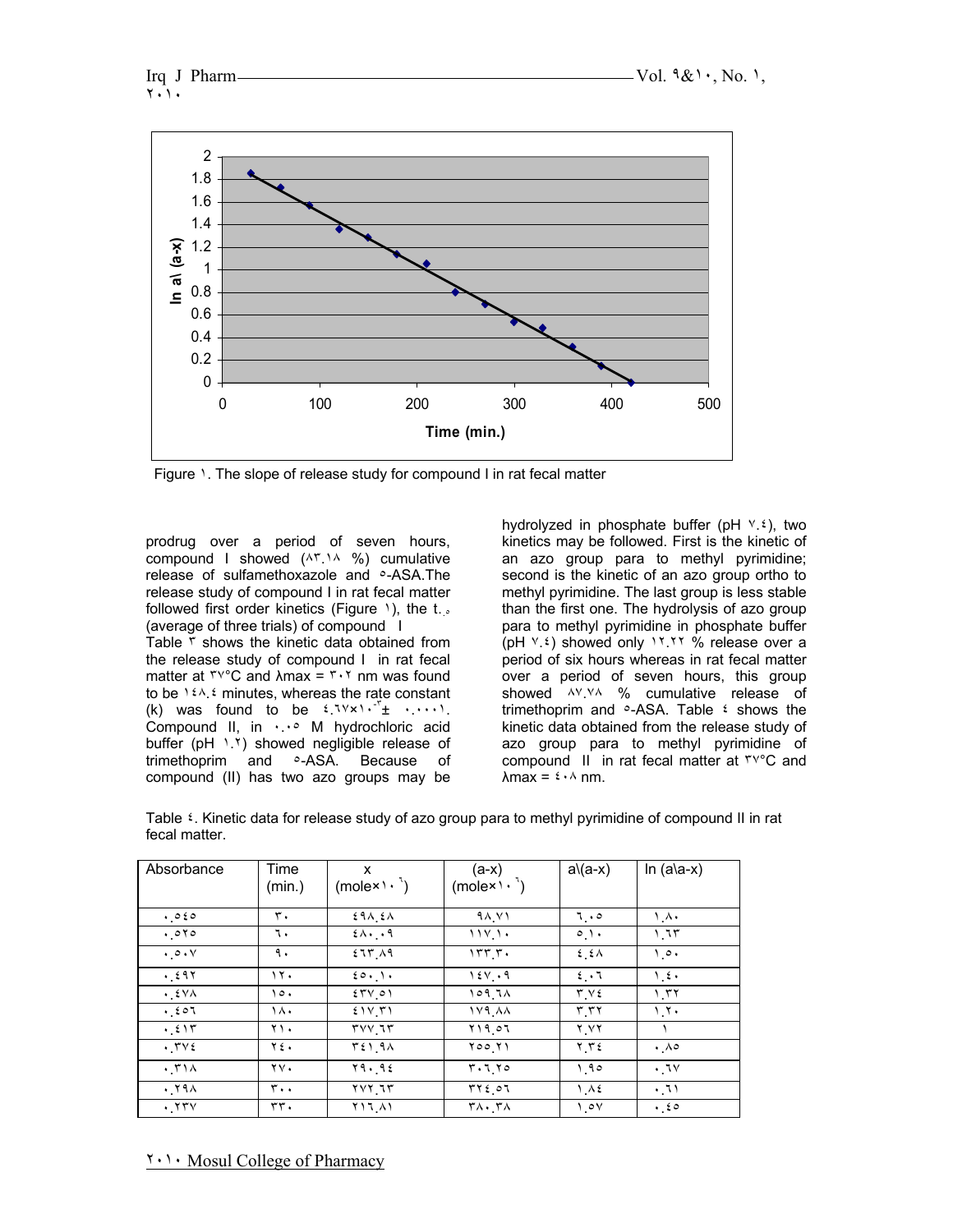2
1.8
1.6
1.4
1.2
1
0.8
0.6
0.4
0.2
0
0
100
200
300
400
500
ln a\ (a-x)
Time (min.)

Figure ١. The slope of release study for compound I in rat fecal matter

prodrug over a period of seven hours, compound I showed (٨٣.١٨ %) cumulative release of sulfamethoxazole and ٥-ASA.The release study of compound I in rat fecal matter followed first order kinetics (Figure ١), the t.٥ (average of three trials) of compound I

Table ٣ shows the kinetic data obtained from the release study of compound I in rat fecal matter at ٣٧°C and λmax = ٣٠٢ nm was found to be ١٤٨.٤ minutes, whereas the rate constant (k) was found to be ٤.٦٧×١٠-٣± ٠.٠٠٠١. Compound II, in ٠.٠٥ M hydrochloric acid buffer (pH ١.٢) showed negligible release of trimethoprim and ٥-ASA. Because of compound (II) has two azo groups may be hydrolyzed in phosphate buffer (pH ٧.٤), two kinetics may be followed. First is the kinetic of an azo group para to methyl pyrimidine; second is the kinetic of an azo group ortho to methyl pyrimidine. The last group is less stable than the first one. The hydrolysis of azo group para to methyl pyrimidine in phosphate buffer (pH ٧.٤) showed only ١٢.٢٢ % release over a period of six hours whereas in rat fecal matter over a period of seven hours, this group showed ٨٧.٧٨ % cumulative release of trimethoprim and ٥-ASA. Table ٤ shows the kinetic data obtained from the release study of azo group para to methyl pyrimidine of compound II in rat fecal matter at ٣٧°C and λmax = ٤٠٨ nm.

Table ٤. Kinetic data for release study of azo group para to methyl pyrimidine of compound II in rat fecal matter.

| Absorbance | Time (min.) | x (mole×١٠-٦) | (a-x) (mole×١٠-٦) | a\(a-x) | ln (a\a-x) |
|---|---|---|---|---|---|
| ٠.٥٤٥ | ٣٠ | ٤٩٨.٤٨ | ٩٨.٧١ | ٦.٠٥ | ١.٨٠ |
| ٠.٥٢٥ | ٦٠ | ٤٨٠.٠٩ | ١١٧.١٠ | ٥.١٠ | ١.٦٣ |
| ٠.٥٠٧ | ٩٠ | ٤٦٣.٨٩ | ١٣٣.٣٠ | ٤.٤٨ | ١.٥٠ |
| ٠.٤٩٢ | ١٢٠ | ٤٥٠.١٠ | ١٤٧.٠٩ | ٤.٠٦ | ١.٤٠ |
| ٠.٤٧٨ | ١٥٠ | ٤٣٧.٥١ | ١٥٩.٦٨ | ٣.٧٤ | ١.٣٢ |
| ٠.٤٥٦ | ١٨٠ | ٤١٧.٣١ | ١٧٩.٨٨ | ٣.٣٢ | ١.٢٠ |
| ٠.٤١٣ | ٢١٠ | ٣٧٧.٦٣ | ٢١٩.٥٦ | ٢.٧٢ | ١ |
| ٠.٣٧٤ | ٢٤٠ | ٣٤١.٩٨ | ٢٥٥.٢١ | ٢.٣٤ | ٠.٨٥ |
| ٠.٣١٨ | ٢٧٠ | ٢٩٠.٩٤ | ٣٠٦.٢٥ | ١.٩٥ | ٠.٦٧ |
| ٠.٢٩٨ | ٣٠٠ | ٢٧٢.٦٣ | ٣٢٤.٥٦ | ١.٨٤ | ٠.٦١ |
| ٠.٢٣٧ | ٣٣٠ | ٢١٦.٨١ | ٣٨٠.٣٨ | ١.٥٧ | ٠.٤٥ |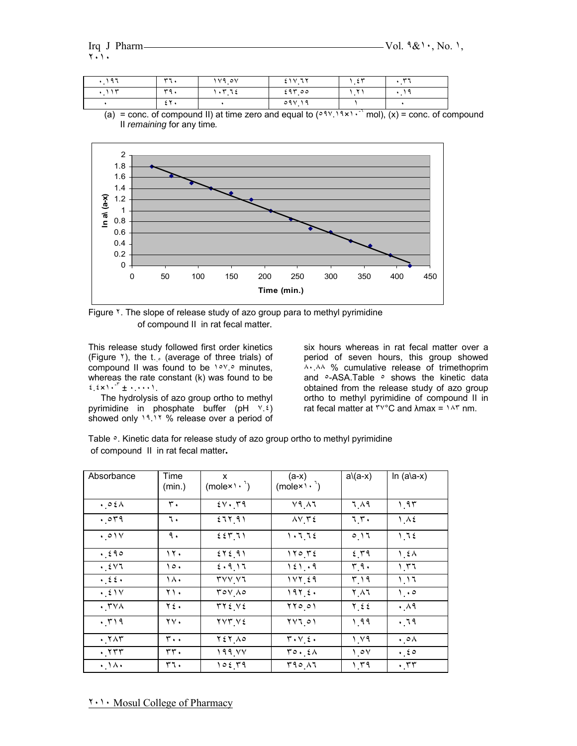| ٠.١٩٦ | ٣٦٠ | ١٧٩.٥٧ | ٤١٧.٦٢ | ١.٤٣ | ٠.٣٦ |
|---|---|---|---|---|---|
| ٠.١١٣ | ٣٩٠ | ١٠٣.٦٤ | ٤٩٣.٥٥ | ١.٢١ | ٠.١٩ |
| ٠ | ٤٢٠ | ٠ | ٥٩٧.١٩ | ١ | ٠ |

(a) = conc. of compound II) at time zero and equal to (٥٩٧.١٩×١٠⁻⁶ mol), (x) = conc. of compound II *remaining* for any time.

Figure ٢. The slope of release study of azo group para to methyl pyrimidine of compound II in rat fecal matter.

This release study followed first order kinetics (Figure ٢), the $t_{0.5}$ (average of three trials) of compound II was found to be ١٥٧.٥ minutes, whereas the rate constant (k) was found to be ٤.٤×١٠⁻³ ± ٠.٠٠٠١.

The hydrolysis of azo group ortho to methyl pyrimidine in phosphate buffer (pH ٧.٤) showed only ١٩.١٢ % release over a period of six hours whereas in rat fecal matter over a period of seven hours, this group showed ٨٠.٨٨ % cumulative release of trimethoprim and ٥-ASA.Table ٥ shows the kinetic data obtained from the release study of azo group ortho to methyl pyrimidine of compound II in rat fecal matter at ٣٧°C and λmax = ١٨٣ nm.

Table ٥. Kinetic data for release study of azo group ortho to methyl pyrimidine of compound II in rat fecal matter**.**

| Absorbance | Time (min.) | x (mole×١٠⁻⁶) | (a-x) (mole×١٠⁻⁶) | a\(a-x) | ln (a\a-x) |
|---|---|---|---|---|---|
| ٠.٥٤٨ | ٣٠ | ٤٧٠.٣٩ | ٧٩.٨٦ | ٦.٨٩ | ١.٩٣ |
| ٠.٥٣٩ | ٦٠ | ٤٦٢.٩١ | ٨٧.٣٤ | ٦.٣٠ | ١.٨٤ |
| ٠.٥١٧ | ٩٠ | ٤٤٣.٦١ | ١٠٦.٦٤ | ٥.١٦ | ١.٦٤ |
| ٠.٤٩٥ | ١٢٠ | ٤٢٤.٩١ | ١٢٥.٣٤ | ٤.٣٩ | ١.٤٨ |
| ٠.٤٧٦ | ١٥٠ | ٤٠٩.١٦ | ١٤١.٠٩ | ٣.٩٠ | ١.٣٦ |
| ٠.٤٤٠ | ١٨٠ | ٣٧٧.٧٦ | ١٧٢.٤٩ | ٣.١٩ | ١.١٦ |
| ٠.٤١٧ | ٢١٠ | ٣٥٧.٨٥ | ١٩٢.٤٠ | ٢.٨٦ | ١.٠٥ |
| ٠.٣٧٨ | ٢٤٠ | ٣٢٤.٧٤ | ٢٢٥.٥١ | ٢.٤٤ | ٠.٨٩ |
| ٠.٣١٩ | ٢٧٠ | ٢٧٣.٧٤ | ٢٧٦.٥١ | ١.٩٩ | ٠.٦٩ |
| ٠.٢٨٣ | ٣٠٠ | ٢٤٢.٨٥ | ٣٠٧.٤٠ | ١.٧٩ | ٠.٥٨ |
| ٠.٢٣٣ | ٣٣٠ | ١٩٩.٧٧ | ٣٥٠.٤٨ | ١.٥٧ | ٠.٤٥ |
| ٠.١٨٠ | ٣٦٠ | ١٥٤.٣٩ | ٣٩٥.٨٦ | ١.٣٩ | ٠.٣٣ |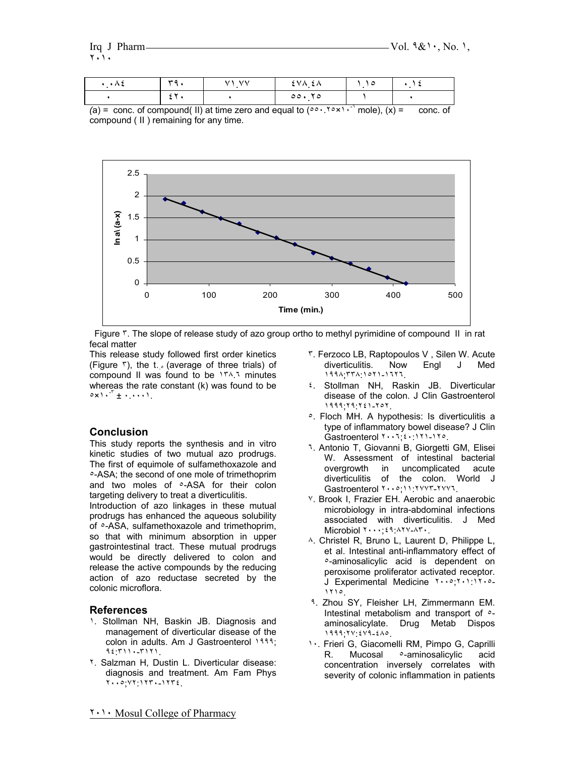| | | | | | |
|---|---|---|---|---|---|
| ٠.٠٨٤ | ٣٩٠ | ٧١.٧٧ | ٤٧٨.٤٨ | ١.١٥ | ٠.١٤ |
| ٠ | ٤٢٠ | ٠ | ٥٥٠.٢٥ | ١ | ٠ |

(a) = conc. of compound( II) at time zero and equal to ($٥٥٠.٢٥×١٠^{-٦}$ mole), (x) = conc. of compound ( II ) remaining for any time.

2.5
2
1.5
1
0.5
0
0
100
200
300
400
500
ln a\(a-x)
Time (min.)

Figure ٣. The slope of release study of azo group ortho to methyl pyrimidine of compound II in rat fecal matter

This release study followed first order kinetics (Figure ٣), the $t_{.٥}$ (average of three trials) of compound II was found to be ١٣٨.٦ minutes whereas the rate constant (k) was found to be $٥×١٠^{-٣}$ ± ٠.٠٠٠١.

## Conclusion

This study reports the synthesis and in vitro kinetic studies of two mutual azo prodrugs. The first of equimole of sulfamethoxazole and ٥-ASA; the second of one mole of trimethoprim and two moles of ٥-ASA for their colon targeting delivery to treat a diverticulitis.

Introduction of azo linkages in these mutual prodrugs has enhanced the aqueous solubility of ٥-ASA, sulfamethoxazole and trimethoprim, so that with minimum absorption in upper gastrointestinal tract. These mutual prodrugs would be directly delivered to colon and release the active compounds by the reducing action of azo reductase secreted by the colonic microflora.

## References

١. Stollman NH, Baskin JB. Diagnosis and management of diverticular disease of the colon in adults. Am J Gastroenterol ١٩٩٩; ٩٤:٣١١٠-٣١٢١.

٢. Salzman H, Dustin L. Diverticular disease: diagnosis and treatment. Am Fam Phys ٢٠٠٥;٧٢:١٢٣٠-١٢٣٤.

٣. Ferzoco LB, Raptopoulos V , Silen W. Acute diverticulitis. Now Engl J Med ١٩٩٨;٣٣٨:١٥٢١-١٦٢٦.

٤. Stollman NH, Raskin JB. Diverticular disease of the colon. J Clin Gastroenterol ١٩٩٩;٢٩:٢٤١-٢٥٢.

٥. Floch MH. A hypothesis: Is diverticulitis a type of inflammatory bowel disease? J Clin Gastroenterol ٢٠٠٦;٤٠:١٢١-١٢٥.

٦. Antonio T, Giovanni B, Giorgetti GM, Elisei W. Assessment of intestinal bacterial overgrowth in uncomplicated acute diverticulitis of the colon. World J Gastroenterol ٢٠٠٥;١١:٢٧٧٣-٢٧٧٦.

٧. Brook I, Frazier EH. Aerobic and anaerobic microbiology in intra-abdominal infections associated with diverticulitis. J Med Microbiol ٢٠٠٠;٤٩:٨٢٧-٨٣٠.

٨. Christel R, Bruno L, Laurent D, Philippe L, et al. Intestinal anti-inflammatory effect of ٥-aminosalicylic acid is dependent on peroxisome proliferator activated receptor. J Experimental Medicine ٢٠٠٥;٢٠١:١٢٠٥-١٢١٥.

٩. Zhou SY, Fleisher LH, Zimmermann EM. Intestinal metabolism and transport of ٥-aminosalicylate. Drug Metab Dispos ١٩٩٩;٢٧:٤٧٩-٤٨٥.

١٠. Frieri G, Giacomelli RM, Pimpo G, Caprilli R. Mucosal ٥-aminosalicylic acid concentration inversely correlates with severity of colonic inflammation in patients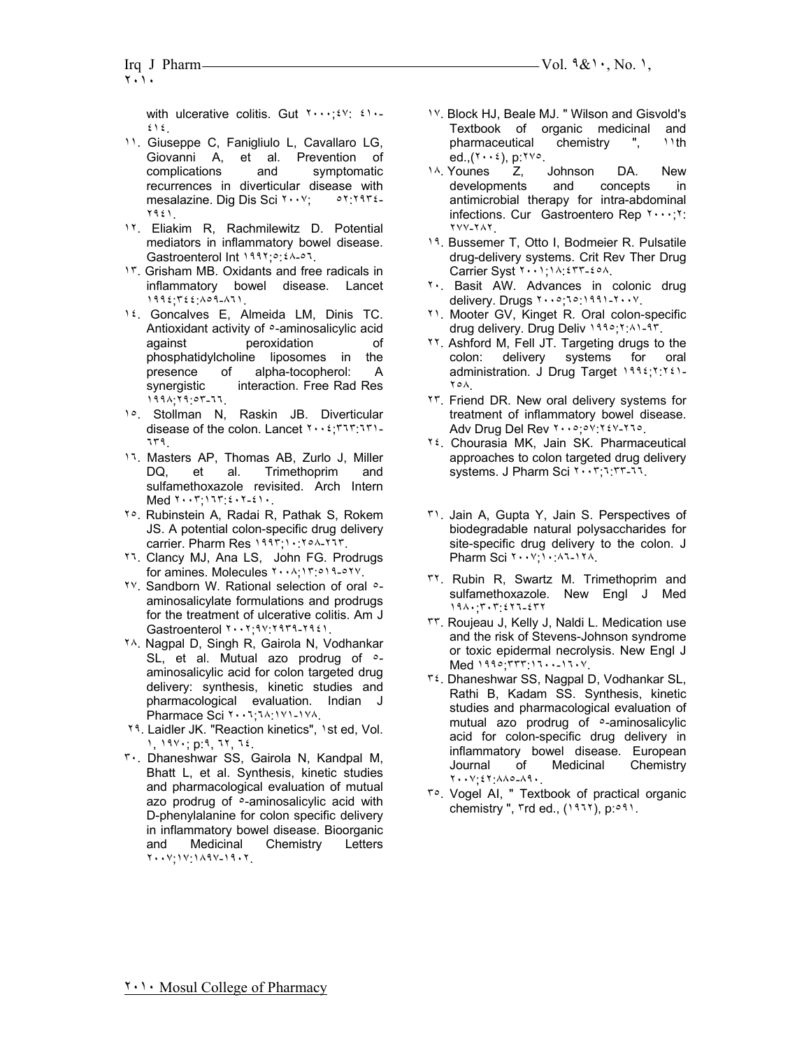with ulcerative colitis. Gut ٢٠٠٠;٤٧: ٤١٠-٤١٤.

١١. Giuseppe C, Fanigliulo L, Cavallaro LG, Giovanni A, et al. Prevention of complications and symptomatic recurrences in diverticular disease with mesalazine. Dig Dis Sci ٢٠٠٧; ٥٢:٢٩٣٤-٢٩٤١.

١٢. Eliakim R, Rachmilewitz D. Potential mediators in inflammatory bowel disease. Gastroenterol Int ١٩٩٢;٥:٤٨-٥٦.

١٣. Grisham MB. Oxidants and free radicals in inflammatory bowel disease. Lancet ١٩٩٤;٣٤٤:٨٥٩-٨٦١.

١٤. Goncalves E, Almeida LM, Dinis TC. Antioxidant activity of ٥-aminosalicylic acid against peroxidation of phosphatidylcholine liposomes in the presence of alpha-tocopherol: A synergistic interaction. Free Rad Res ١٩٩٨;٢٩:٥٣-٦٦.

١٥. Stollman N, Raskin JB. Diverticular disease of the colon. Lancet ٢٠٠٤;٣٦٣:٦٣١-٦٣٩.

١٦. Masters AP, Thomas AB, Zurlo J, Miller DQ, et al. Trimethoprim and sulfamethoxazole revisited. Arch Intern Med ٢٠٠٣;١٦٣:٤٠٢-٤١٠.

١٧. Block HJ, Beale MJ. " Wilson and Gisvold's Textbook of organic medicinal and pharmaceutical chemistry ", ١١th ed.,(٢٠٠٤), p:٢٧٥.

١٨. Younes Z, Johnson DA. New developments and concepts in antimicrobial therapy for intra-abdominal infections. Cur Gastroentero Rep ٢٠٠٠;٢: ٢٧٧-٢٨٢.

١٩. Bussemer T, Otto I, Bodmeier R. Pulsatile drug-delivery systems. Crit Rev Ther Drug Carrier Syst ٢٠٠١;١٨:٤٣٣-٤٥٨.

٢٠. Basit AW. Advances in colonic drug delivery. Drugs ٢٠٠٥;٦٥:١٩٩١-٢٠٠٧.

٢١. Mooter GV, Kinget R. Oral colon-specific drug delivery. Drug Deliv ١٩٩٥;٢:٨١-٩٣.

٢٢. Ashford M, Fell JT. Targeting drugs to the colon: delivery systems for oral administration. J Drug Target ١٩٩٤;٢:٢٤١-٢٥٨.

٢٣. Friend DR. New oral delivery systems for treatment of inflammatory bowel disease. Adv Drug Del Rev ٢٠٠٥;٥٧:٢٤٧-٢٦٥.

٢٤. Chourasia MK, Jain SK. Pharmaceutical approaches to colon targeted drug delivery systems. J Pharm Sci ٢٠٠٣;٦:٣٣-٦٦.

٢٥. Rubinstein A, Radai R, Pathak S, Rokem JS. A potential colon-specific drug delivery carrier. Pharm Res ١٩٩٣;١٠:٢٥٨-٢٦٣.

٢٦. Clancy MJ, Ana LS, John FG. Prodrugs for amines. Molecules ٢٠٠٨;١٣:٥١٩-٥٢٧.

٢٧. Sandborn W. Rational selection of oral ٥-aminosalicylate formulations and prodrugs for the treatment of ulcerative colitis. Am J Gastroenterol ٢٠٠٢;٩٧:٢٩٣٩-٢٩٤١.

٢٨. Nagpal D, Singh R, Gairola N, Vodhankar SL, et al. Mutual azo prodrug of ٥-aminosalicylic acid for colon targeted drug delivery: synthesis, kinetic studies and pharmacological evaluation. Indian J Pharmace Sci ٢٠٠٦;٦٨:١٧١-١٧٨.

٢٩. Laidler JK. "Reaction kinetics", ١st ed, Vol. ١, ١٩٧٠; p:٩, ٦٢, ٦٤.

٣٠. Dhaneshwar SS, Gairola N, Kandpal M, Bhatt L, et al. Synthesis, kinetic studies and pharmacological evaluation of mutual azo prodrug of ٥-aminosalicylic acid with D-phenylalanine for colon specific delivery in inflammatory bowel disease. Bioorganic and Medicinal Chemistry Letters ٢٠٠٧;١٧:١٨٩٧-١٩٠٢.

٣١. Jain A, Gupta Y, Jain S. Perspectives of biodegradable natural polysaccharides for site-specific drug delivery to the colon. J Pharm Sci ٢٠٠٧;١٠:٨٦-١٢٨.

٣٢. Rubin R, Swartz M. Trimethoprim and sulfamethoxazole. New Engl J Med ١٩٨٠;٣٠٣:٤٢٦-٤٣٢

٣٣. Roujeau J, Kelly J, Naldi L. Medication use and the risk of Stevens-Johnson syndrome or toxic epidermal necrolysis. New Engl J Med ١٩٩٥;٣٣٣:١٦٠٠-١٦٠٧.

٣٤. Dhaneshwar SS, Nagpal D, Vodhankar SL, Rathi B, Kadam SS. Synthesis, kinetic studies and pharmacological evaluation of mutual azo prodrug of ٥-aminosalicylic acid for colon-specific drug delivery in inflammatory bowel disease. European Journal of Medicinal Chemistry ٢٠٠٧;٤٢:٨٨٥-٨٩٠.

٣٥. Vogel AI, " Textbook of practical organic chemistry ", ٣rd ed., (١٩٦٢), p:٥٩١.